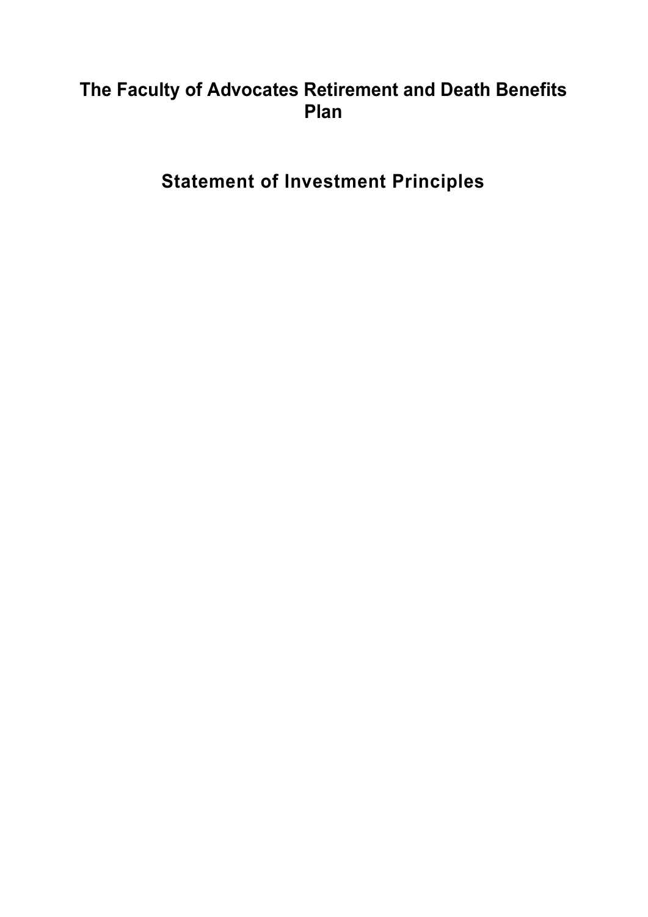# The Faculty of Advocates Retirement and Death Benefits Plan

# Statement of Investment Principles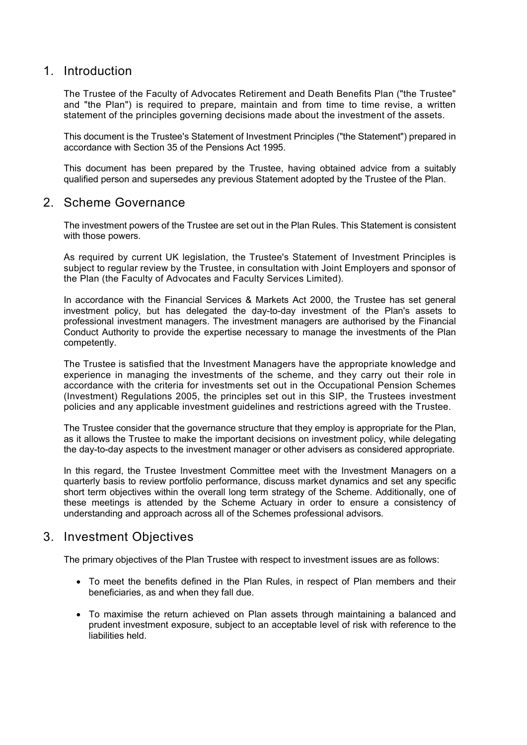## 1. Introduction

The Trustee of the Faculty of Advocates Retirement and Death Benefits Plan ("the Trustee" and "the Plan") is required to prepare, maintain and from time to time revise, a written statement of the principles governing decisions made about the investment of the assets.

This document is the Trustee's Statement of Investment Principles ("the Statement") prepared in accordance with Section 35 of the Pensions Act 1995.

This document has been prepared by the Trustee, having obtained advice from a suitably qualified person and supersedes any previous Statement adopted by the Trustee of the Plan.

## 2. Scheme Governance

The investment powers of the Trustee are set out in the Plan Rules. This Statement is consistent with those powers.

As required by current UK legislation, the Trustee's Statement of Investment Principles is subject to regular review by the Trustee, in consultation with Joint Employers and sponsor of the Plan (the Faculty of Advocates and Faculty Services Limited).

In accordance with the Financial Services & Markets Act 2000, the Trustee has set general investment policy, but has delegated the day-to-day investment of the Plan's assets to professional investment managers. The investment managers are authorised by the Financial Conduct Authority to provide the expertise necessary to manage the investments of the Plan competently.

The Trustee is satisfied that the Investment Managers have the appropriate knowledge and experience in managing the investments of the scheme, and they carry out their role in accordance with the criteria for investments set out in the Occupational Pension Schemes (Investment) Regulations 2005, the principles set out in this SIP, the Trustees investment policies and any applicable investment guidelines and restrictions agreed with the Trustee.

The Trustee consider that the governance structure that they employ is appropriate for the Plan, as it allows the Trustee to make the important decisions on investment policy, while delegating the day-to-day aspects to the investment manager or other advisers as considered appropriate.

In this regard, the Trustee Investment Committee meet with the Investment Managers on a quarterly basis to review portfolio performance, discuss market dynamics and set any specific short term objectives within the overall long term strategy of the Scheme. Additionally, one of these meetings is attended by the Scheme Actuary in order to ensure a consistency of understanding and approach across all of the Schemes professional advisors.

## 3. Investment Objectives

The primary objectives of the Plan Trustee with respect to investment issues are as follows:

- To meet the benefits defined in the Plan Rules, in respect of Plan members and their beneficiaries, as and when they fall due.
- To maximise the return achieved on Plan assets through maintaining a balanced and prudent investment exposure, subject to an acceptable level of risk with reference to the liabilities held.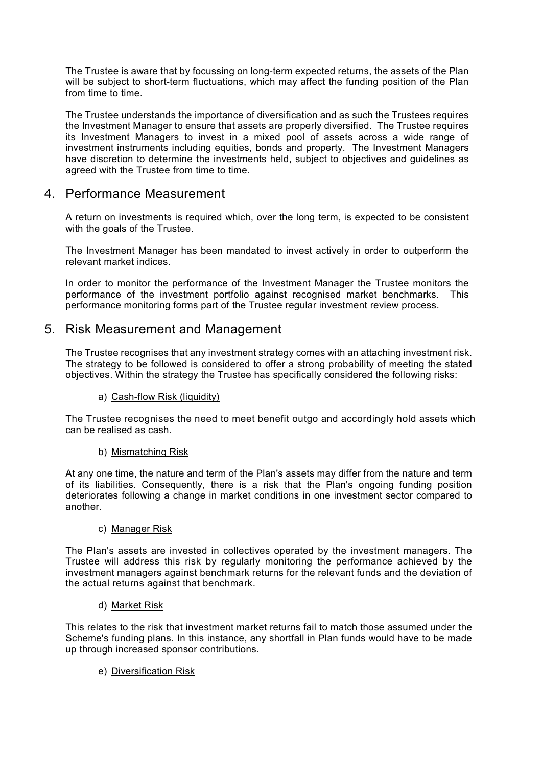The Trustee is aware that by focussing on long-term expected returns, the assets of the Plan will be subject to short-term fluctuations, which may affect the funding position of the Plan from time to time.

The Trustee understands the importance of diversification and as such the Trustees requires the Investment Manager to ensure that assets are properly diversified. The Trustee requires its Investment Managers to invest in a mixed pool of assets across a wide range of investment instruments including equities, bonds and property. The Investment Managers have discretion to determine the investments held, subject to objectives and guidelines as agreed with the Trustee from time to time.

## 4. Performance Measurement

A return on investments is required which, over the long term, is expected to be consistent with the goals of the Trustee.

The Investment Manager has been mandated to invest actively in order to outperform the relevant market indices.

In order to monitor the performance of the Investment Manager the Trustee monitors the performance of the investment portfolio against recognised market benchmarks. This performance monitoring forms part of the Trustee regular investment review process.

## 5. Risk Measurement and Management

The Trustee recognises that any investment strategy comes with an attaching investment risk. The strategy to be followed is considered to offer a strong probability of meeting the stated objectives. Within the strategy the Trustee has specifically considered the following risks:

a) Cash-flow Risk (liquidity)

The Trustee recognises the need to meet benefit outgo and accordingly hold assets which can be realised as cash.

b) Mismatching Risk

At any one time, the nature and term of the Plan's assets may differ from the nature and term of its liabilities. Consequently, there is a risk that the Plan's ongoing funding position deteriorates following a change in market conditions in one investment sector compared to another.

c) Manager Risk

The Plan's assets are invested in collectives operated by the investment managers. The Trustee will address this risk by regularly monitoring the performance achieved by the investment managers against benchmark returns for the relevant funds and the deviation of the actual returns against that benchmark.

d) Market Risk

This relates to the risk that investment market returns fail to match those assumed under the Scheme's funding plans. In this instance, any shortfall in Plan funds would have to be made up through increased sponsor contributions.

e) Diversification Risk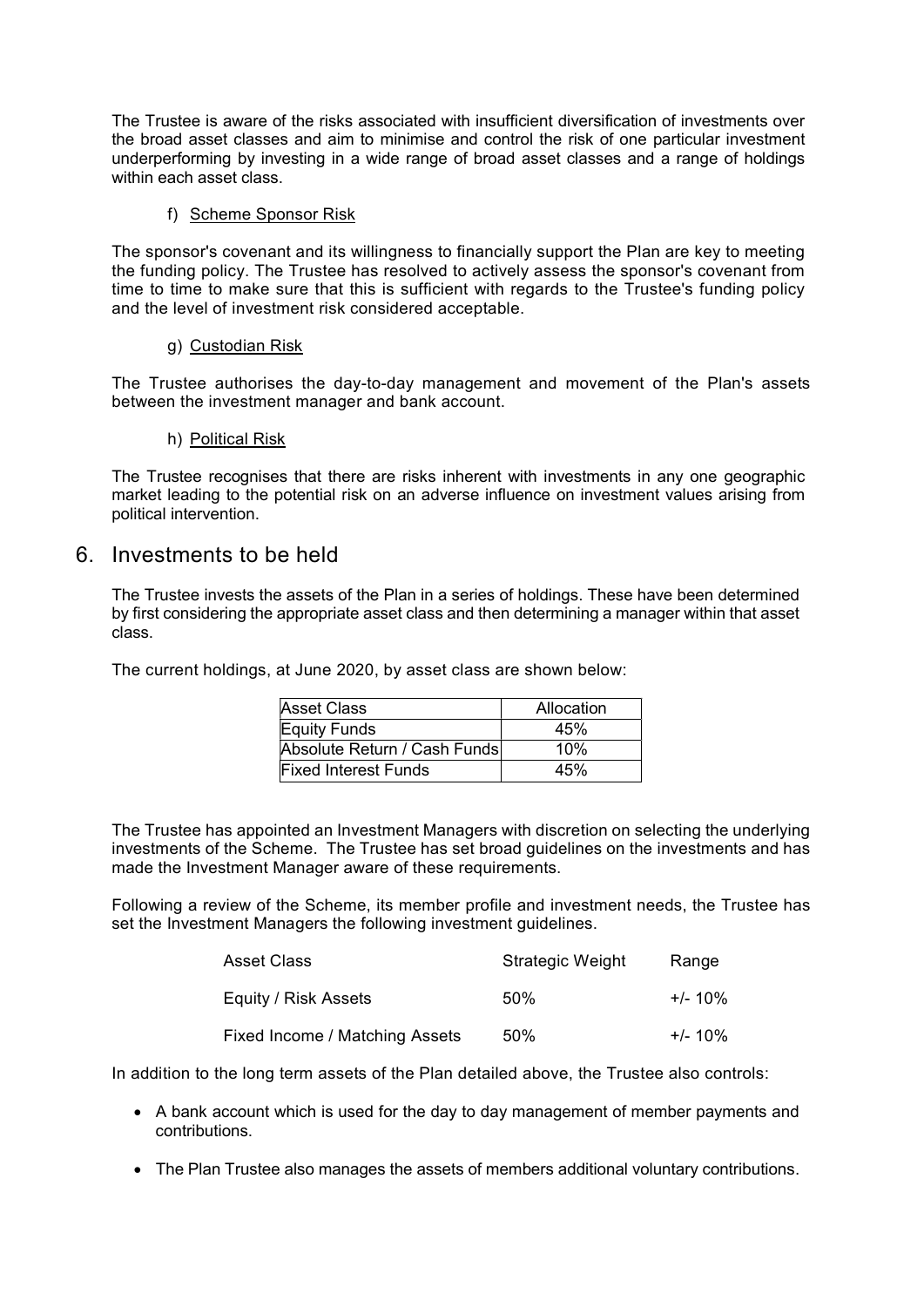The Trustee is aware of the risks associated with insufficient diversification of investments over the broad asset classes and aim to minimise and control the risk of one particular investment underperforming by investing in a wide range of broad asset classes and a range of holdings within each asset class.

f) Scheme Sponsor Risk

The sponsor's covenant and its willingness to financially support the Plan are key to meeting the funding policy. The Trustee has resolved to actively assess the sponsor's covenant from time to time to make sure that this is sufficient with regards to the Trustee's funding policy and the level of investment risk considered acceptable.

g) Custodian Risk

The Trustee authorises the day-to-day management and movement of the Plan's assets between the investment manager and bank account.

h) Political Risk

The Trustee recognises that there are risks inherent with investments in any one geographic market leading to the potential risk on an adverse influence on investment values arising from political intervention.

## 6. Investments to be held

The Trustee invests the assets of the Plan in a series of holdings. These have been determined by first considering the appropriate asset class and then determining a manager within that asset class.

The current holdings, at June 2020, by asset class are shown below:

| Asset Class | Allocation |
|---|---|
| Equity Funds | 45% |
| Absolute Return / Cash Funds | 10% |
| Fixed Interest Funds | 45% |

The Trustee has appointed an Investment Managers with discretion on selecting the underlying investments of the Scheme. The Trustee has set broad guidelines on the investments and has made the Investment Manager aware of these requirements.

Following a review of the Scheme, its member profile and investment needs, the Trustee has set the Investment Managers the following investment guidelines.

| Asset Class | Strategic Weight | Range |
|---|---|---|
| Equity / Risk Assets | 50% | +/- 10% |
| Fixed Income / Matching Assets | 50% | +/- 10% |

In addition to the long term assets of the Plan detailed above, the Trustee also controls:

- A bank account which is used for the day to day management of member payments and contributions.
- The Plan Trustee also manages the assets of members additional voluntary contributions.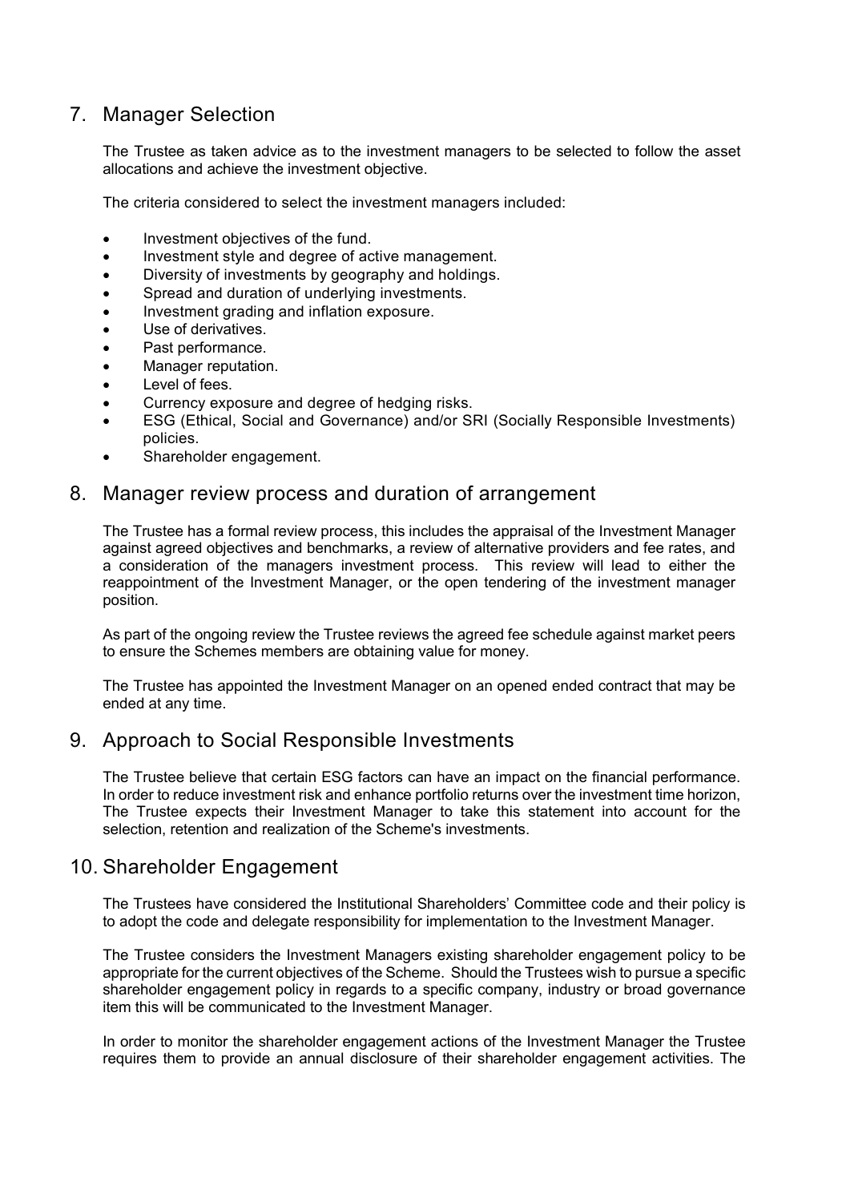## 7. Manager Selection

The Trustee as taken advice as to the investment managers to be selected to follow the asset allocations and achieve the investment objective.

The criteria considered to select the investment managers included:

- Investment objectives of the fund.
- Investment style and degree of active management.
- Diversity of investments by geography and holdings.
- Spread and duration of underlying investments.
- Investment grading and inflation exposure.
- Use of derivatives.
- Past performance.
- Manager reputation.
- Level of fees.
- Currency exposure and degree of hedging risks.
- ESG (Ethical, Social and Governance) and/or SRI (Socially Responsible Investments) policies.
- Shareholder engagement.

## 8. Manager review process and duration of arrangement

The Trustee has a formal review process, this includes the appraisal of the Investment Manager against agreed objectives and benchmarks, a review of alternative providers and fee rates, and a consideration of the managers investment process. This review will lead to either the reappointment of the Investment Manager, or the open tendering of the investment manager position.

As part of the ongoing review the Trustee reviews the agreed fee schedule against market peers to ensure the Schemes members are obtaining value for money.

The Trustee has appointed the Investment Manager on an opened ended contract that may be ended at any time.

## 9. Approach to Social Responsible Investments

The Trustee believe that certain ESG factors can have an impact on the financial performance. In order to reduce investment risk and enhance portfolio returns over the investment time horizon, The Trustee expects their Investment Manager to take this statement into account for the selection, retention and realization of the Scheme's investments.

## 10. Shareholder Engagement

The Trustees have considered the Institutional Shareholders' Committee code and their policy is to adopt the code and delegate responsibility for implementation to the Investment Manager.

The Trustee considers the Investment Managers existing shareholder engagement policy to be appropriate for the current objectives of the Scheme. Should the Trustees wish to pursue a specific shareholder engagement policy in regards to a specific company, industry or broad governance item this will be communicated to the Investment Manager.

In order to monitor the shareholder engagement actions of the Investment Manager the Trustee requires them to provide an annual disclosure of their shareholder engagement activities. The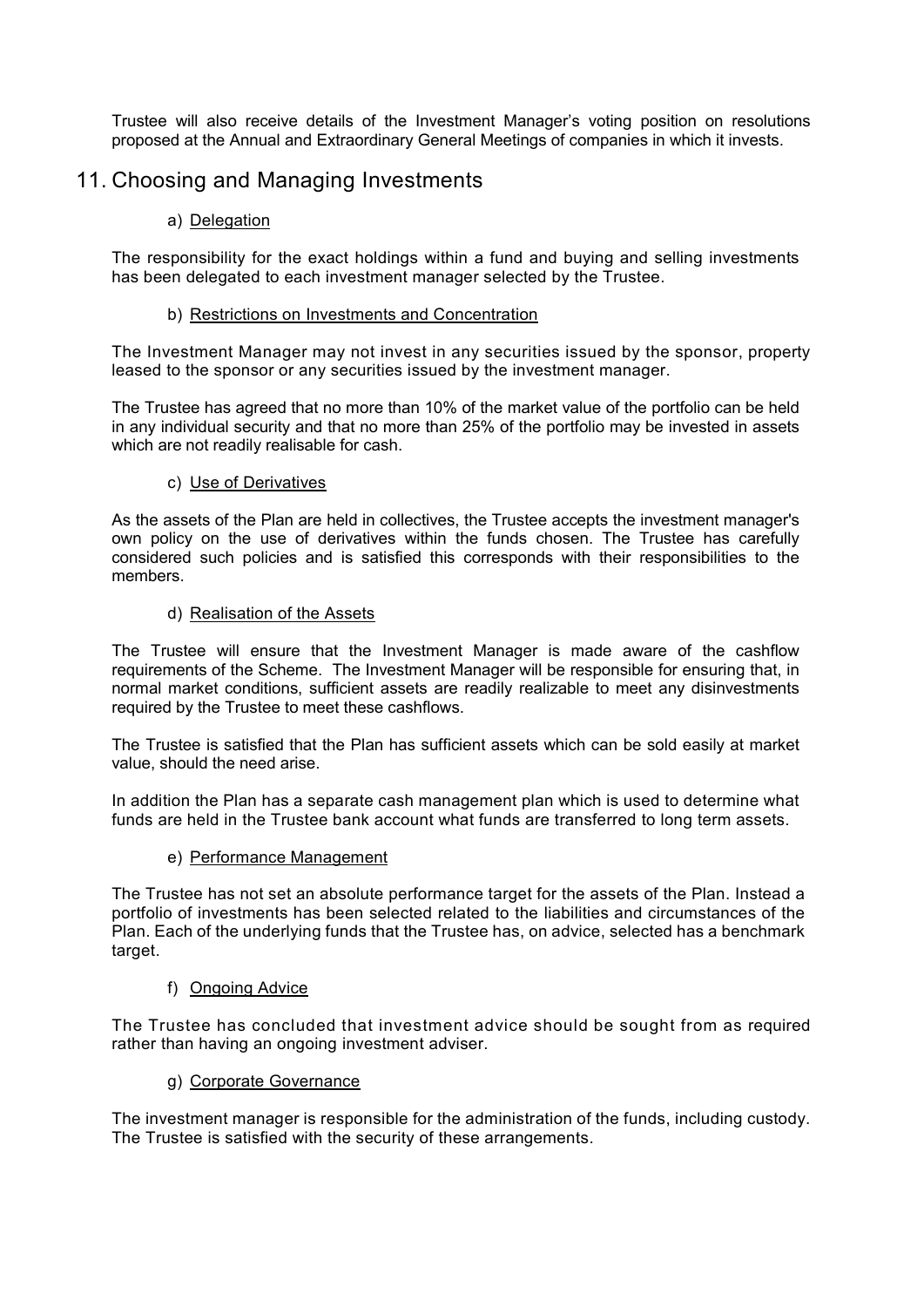Trustee will also receive details of the Investment Manager's voting position on resolutions proposed at the Annual and Extraordinary General Meetings of companies in which it invests.

## 11. Choosing and Managing Investments

### a) Delegation

The responsibility for the exact holdings within a fund and buying and selling investments has been delegated to each investment manager selected by the Trustee.

### b) Restrictions on Investments and Concentration

The Investment Manager may not invest in any securities issued by the sponsor, property leased to the sponsor or any securities issued by the investment manager.

The Trustee has agreed that no more than 10% of the market value of the portfolio can be held in any individual security and that no more than 25% of the portfolio may be invested in assets which are not readily realisable for cash.

### c) Use of Derivatives

As the assets of the Plan are held in collectives, the Trustee accepts the investment manager's own policy on the use of derivatives within the funds chosen. The Trustee has carefully considered such policies and is satisfied this corresponds with their responsibilities to the members.

### d) Realisation of the Assets

The Trustee will ensure that the Investment Manager is made aware of the cashflow requirements of the Scheme. The Investment Manager will be responsible for ensuring that, in normal market conditions, sufficient assets are readily realizable to meet any disinvestments required by the Trustee to meet these cashflows.

The Trustee is satisfied that the Plan has sufficient assets which can be sold easily at market value, should the need arise.

In addition the Plan has a separate cash management plan which is used to determine what funds are held in the Trustee bank account what funds are transferred to long term assets.

### e) Performance Management

The Trustee has not set an absolute performance target for the assets of the Plan. Instead a portfolio of investments has been selected related to the liabilities and circumstances of the Plan. Each of the underlying funds that the Trustee has, on advice, selected has a benchmark target.

### f) Ongoing Advice

The Trustee has concluded that investment advice should be sought from as required rather than having an ongoing investment adviser.

### g) Corporate Governance

The investment manager is responsible for the administration of the funds, including custody. The Trustee is satisfied with the security of these arrangements.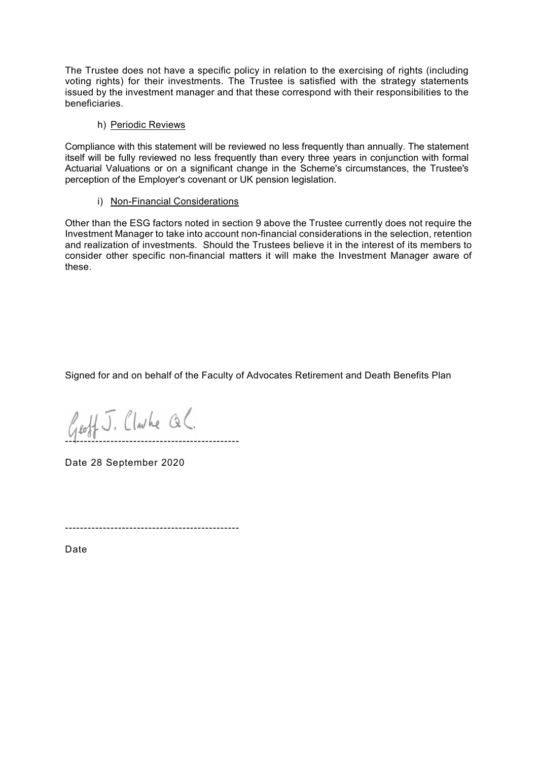The Trustee does not have a specific policy in relation to the exercising of rights (including voting rights) for their investments. The Trustee is satisfied with the strategy statements issued by the investment manager and that these correspond with their responsibilities to the beneficiaries.

h) Periodic Reviews

Compliance with this statement will be reviewed no less frequently than annually. The statement itself will be fully reviewed no less frequently than every three years in conjunction with formal Actuarial Valuations or on a significant change in the Scheme's circumstances, the Trustee's perception of the Employer's covenant or UK pension legislation.

i) Non-Financial Considerations

Other than the ESG factors noted in section 9 above the Trustee currently does not require the Investment Manager to take into account non-financial considerations in the selection, retention and realization of investments. Should the Trustees believe it in the interest of its members to consider other specific non-financial matters it will make the Investment Manager aware of these.

Signed for and on behalf of the Faculty of Advocates Retirement and Death Benefits Plan

Geoff J. Clarke QC.

---------------------------------------------

Date 28 September 2020

---------------------------------------------

Date